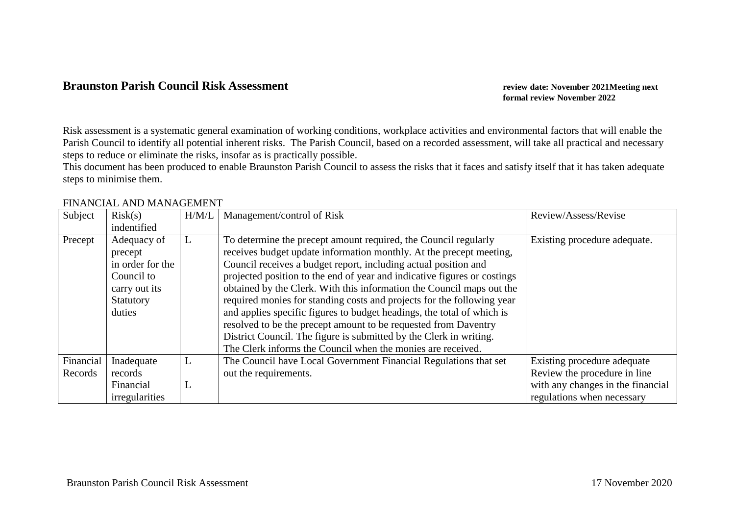# Braunston Parish Council Risk Assessment

**review date: November 2021Meeting next formal review November 2022**

Risk assessment is a systematic general examination of working conditions, workplace activities and environmental factors that will enable the Parish Council to identify all potential inherent risks. The Parish Council, based on a recorded assessment, will take all practical and necessary steps to reduce or eliminate the risks, insofar as is practically possible.

This document has been produced to enable Braunston Parish Council to assess the risks that it faces and satisfy itself that it has taken adequate steps to minimise them.

FINANCIAL AND MANAGEMENT

| Subject | Risk(s) indentified | H/M/L | Management/control of Risk | Review/Assess/Revise |
|---|---|---|---|---|
| Precept | Adequacy of precept in order for the Council to carry out its Statutory duties | L | To determine the precept amount required, the Council regularly receives budget update information monthly. At the precept meeting, Council receives a budget report, including actual position and projected position to the end of year and indicative figures or costings obtained by the Clerk. With this information the Council maps out the required monies for standing costs and projects for the following year and applies specific figures to budget headings, the total of which is resolved to be the precept amount to be requested from Daventry District Council. The figure is submitted by the Clerk in writing. The Clerk informs the Council when the monies are received. | Existing procedure adequate. |
| Financial Records | Inadequate records<br>Financial irregularities | L<br><br>L | The Council have Local Government Financial Regulations that set out the requirements. | Existing procedure adequate Review the procedure in line with any changes in the financial regulations when necessary |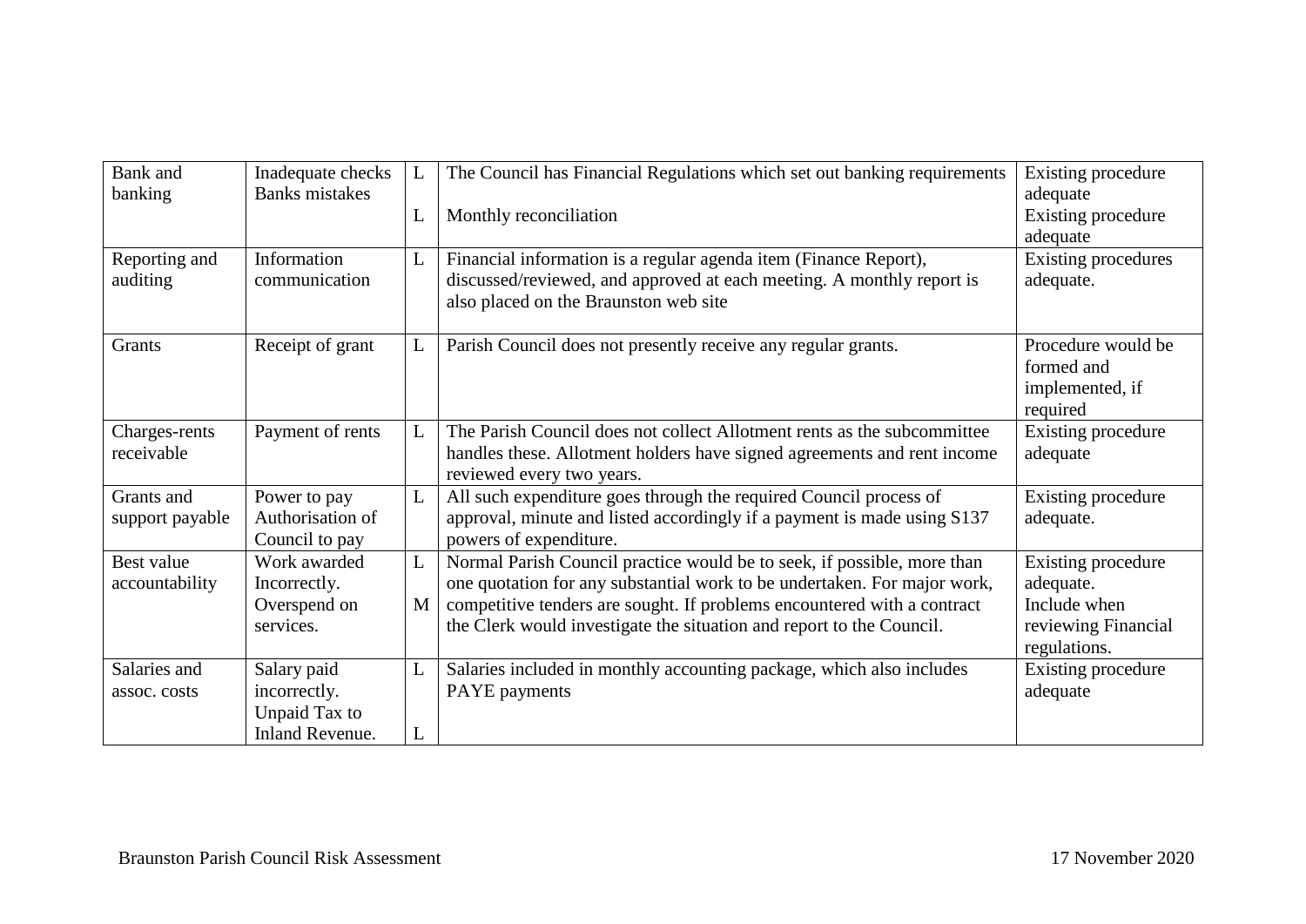| Bank and banking | Inadequate checks<br>Banks mistakes | L<br><br>L | The Council has Financial Regulations which set out banking requirements<br><br>Monthly reconciliation | Existing procedure adequate<br>Existing procedure adequate |
|---|---|---|---|---|
| Reporting and auditing | Information communication | L | Financial information is a regular agenda item (Finance Report), discussed/reviewed, and approved at each meeting. A monthly report is also placed on the Braunston web site | Existing procedures adequate. |
| Grants | Receipt of grant | L | Parish Council does not presently receive any regular grants. | Procedure would be formed and implemented, if required |
| Charges-rents receivable | Payment of rents | L | The Parish Council does not collect Allotment rents as the subcommittee handles these. Allotment holders have signed agreements and rent income reviewed every two years. | Existing procedure adequate |
| Grants and support payable | Power to pay<br>Authorisation of Council to pay | L | All such expenditure goes through the required Council process of approval, minute and listed accordingly if a payment is made using S137 powers of expenditure. | Existing procedure adequate. |
| Best value accountability | Work awarded Incorrectly.<br>Overspend on services. | L<br><br>M | Normal Parish Council practice would be to seek, if possible, more than one quotation for any substantial work to be undertaken. For major work, competitive tenders are sought. If problems encountered with a contract the Clerk would investigate the situation and report to the Council. | Existing procedure adequate.<br>Include when reviewing Financial regulations. |
| Salaries and assoc. costs | Salary paid incorrectly.<br>Unpaid Tax to Inland Revenue. | L<br><br>L | Salaries included in monthly accounting package, which also includes PAYE payments | Existing procedure adequate |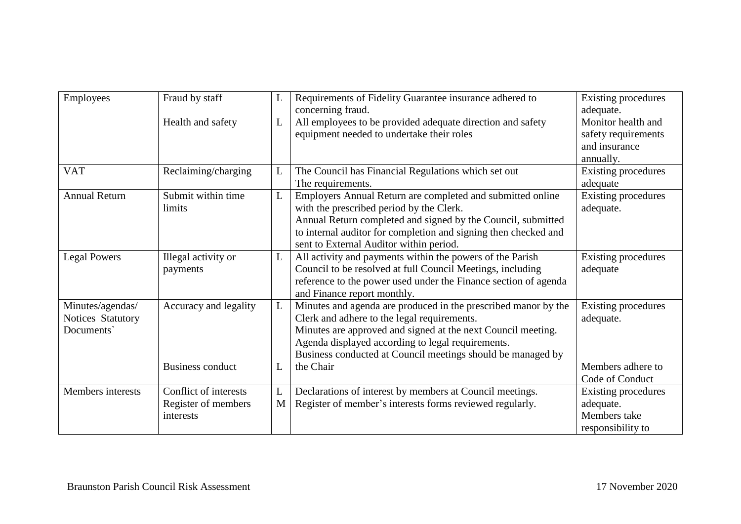| Employees | Fraud by staff<br><br>Health and safety | L<br><br>L | Requirements of Fidelity Guarantee insurance adhered to concerning fraud.<br>All employees to be provided adequate direction and safety equipment needed to undertake their roles | Existing procedures adequate.<br>Monitor health and safety requirements and insurance annually. |
|---|---|---|---|---|
| VAT | Reclaiming/charging | L | The Council has Financial Regulations which set out The requirements. | Existing procedures adequate |
| Annual Return | Submit within time limits | L | Employers Annual Return are completed and submitted online with the prescribed period by the Clerk.<br>Annual Return completed and signed by the Council, submitted to internal auditor for completion and signing then checked and sent to External Auditor within period. | Existing procedures adequate. |
| Legal Powers | Illegal activity or payments | L | All activity and payments within the powers of the Parish Council to be resolved at full Council Meetings, including reference to the power used under the Finance section of agenda and Finance report monthly. | Existing procedures adequate |
| Minutes/agendas/ Notices Statutory Documents` | Accuracy and legality<br><br><br><br>Business conduct | L<br><br><br><br>L | Minutes and agenda are produced in the prescribed manor by the Clerk and adhere to the legal requirements.<br>Minutes are approved and signed at the next Council meeting.<br>Agenda displayed according to legal requirements.<br>Business conducted at Council meetings should be managed by the Chair | Existing procedures adequate.<br><br><br><br>Members adhere to Code of Conduct |
| Members interests | Conflict of interests<br>Register of members interests | L<br>M | Declarations of interest by members at Council meetings.<br>Register of member's interests forms reviewed regularly. | Existing procedures adequate.<br>Members take responsibility to |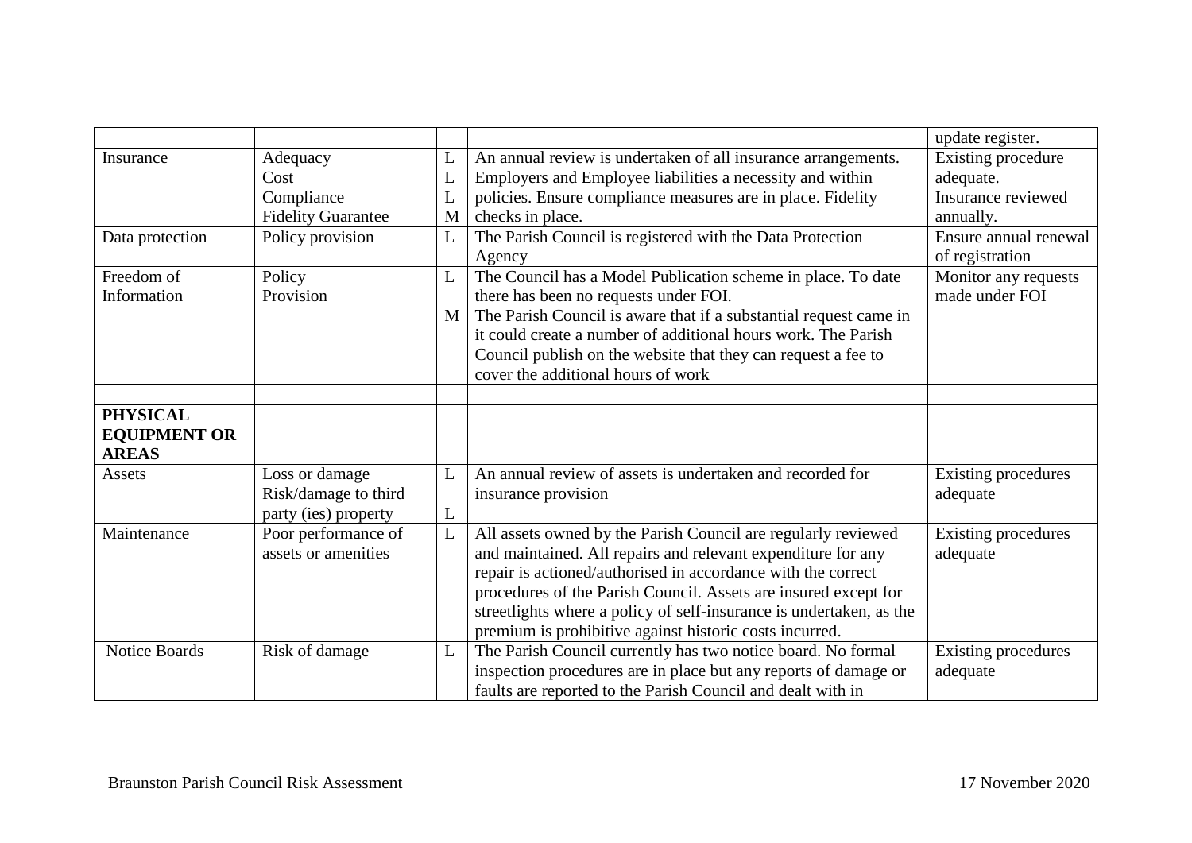| | | | | |
|---|---|---|---|---|
| | | | | update register. |
| Insurance | Adequacy<br>Cost<br>Compliance<br>Fidelity Guarantee | L<br>L<br>L<br>M | An annual review is undertaken of all insurance arrangements. Employers and Employee liabilities a necessity and within policies. Ensure compliance measures are in place. Fidelity checks in place. | Existing procedure adequate.<br>Insurance reviewed annually. |
| Data protection | Policy provision | L | The Parish Council is registered with the Data Protection Agency | Ensure annual renewal of registration |
| Freedom of Information | Policy<br>Provision | L<br><br>M | The Council has a Model Publication scheme in place. To date there has been no requests under FOI.<br>The Parish Council is aware that if a substantial request came in it could create a number of additional hours work. The Parish Council publish on the website that they can request a fee to cover the additional hours of work | Monitor any requests made under FOI |
| | | | | |
| **PHYSICAL EQUIPMENT OR AREAS** | | | | |
| Assets | Loss or damage<br>Risk/damage to third party (ies) property | L<br><br>L | An annual review of assets is undertaken and recorded for insurance provision | Existing procedures adequate |
| Maintenance | Poor performance of assets or amenities | L | All assets owned by the Parish Council are regularly reviewed and maintained. All repairs and relevant expenditure for any repair is actioned/authorised in accordance with the correct procedures of the Parish Council. Assets are insured except for streetlights where a policy of self-insurance is undertaken, as the premium is prohibitive against historic costs incurred. | Existing procedures adequate |
| Notice Boards | Risk of damage | L | The Parish Council currently has two notice board. No formal inspection procedures are in place but any reports of damage or faults are reported to the Parish Council and dealt with in | Existing procedures adequate |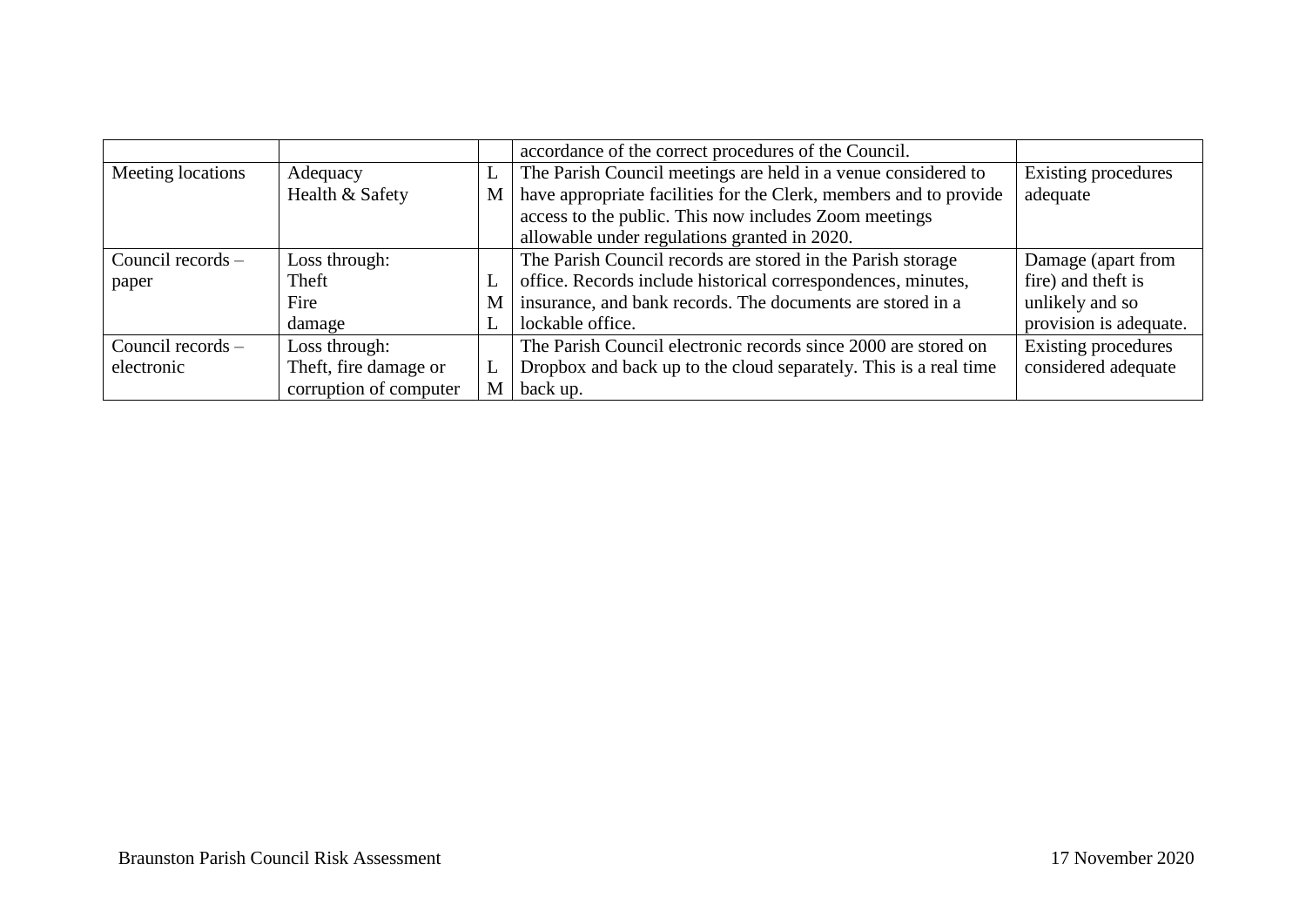| | | | | |
|---|---|---|---|---|
| | | | accordance of the correct procedures of the Council. | |
| Meeting locations | Adequacy<br>Health & Safety | L<br>M | The Parish Council meetings are held in a venue considered to have appropriate facilities for the Clerk, members and to provide access to the public. This now includes Zoom meetings allowable under regulations granted in 2020. | Existing procedures adequate |
| Council records – paper | Loss through:<br>Theft<br>Fire<br>damage | <br>L<br>M<br>L | The Parish Council records are stored in the Parish storage office. Records include historical correspondences, minutes, insurance, and bank records. The documents are stored in a lockable office. | Damage (apart from fire) and theft is unlikely and so provision is adequate. |
| Council records – electronic | Loss through:<br>Theft, fire damage or corruption of computer | <br>L<br>M | The Parish Council electronic records since 2000 are stored on Dropbox and back up to the cloud separately. This is a real time back up. | Existing procedures considered adequate |